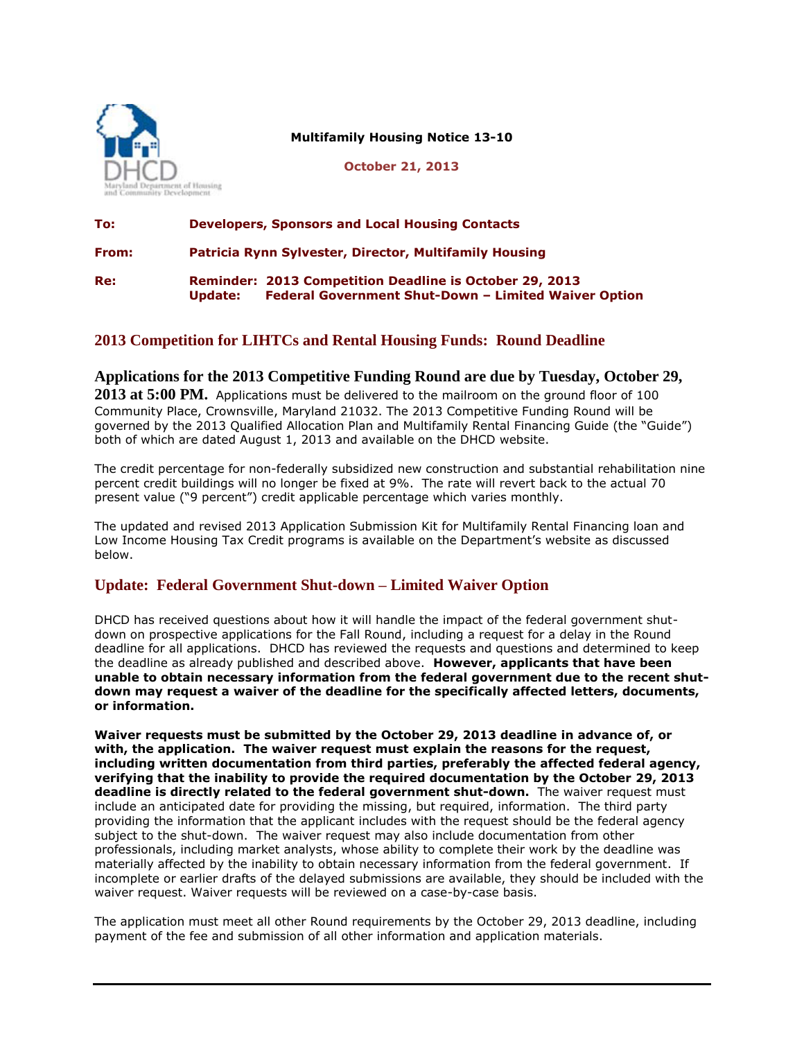**Multifamily Housing Notice 13-10**

**October 21, 2013**

**To:** **Developers, Sponsors and Local Housing Contacts**

**From:** **Patricia Rynn Sylvester, Director, Multifamily Housing**

**Re:** **Reminder: 2013 Competition Deadline is October 29, 2013**
**Update: Federal Government Shut-Down – Limited Waiver Option**

## 2013 Competition for LIHTCs and Rental Housing Funds: Round Deadline

**Applications for the 2013 Competitive Funding Round are due by Tuesday, October 29, 2013 at 5:00 PM.** Applications must be delivered to the mailroom on the ground floor of 100 Community Place, Crownsville, Maryland 21032. The 2013 Competitive Funding Round will be governed by the 2013 Qualified Allocation Plan and Multifamily Rental Financing Guide (the "Guide") both of which are dated August 1, 2013 and available on the DHCD website.

The credit percentage for non-federally subsidized new construction and substantial rehabilitation nine percent credit buildings will no longer be fixed at 9%. The rate will revert back to the actual 70 present value ("9 percent") credit applicable percentage which varies monthly.

The updated and revised 2013 Application Submission Kit for Multifamily Rental Financing loan and Low Income Housing Tax Credit programs is available on the Department's website as discussed below.

## Update: Federal Government Shut-down – Limited Waiver Option

DHCD has received questions about how it will handle the impact of the federal government shut-down on prospective applications for the Fall Round, including a request for a delay in the Round deadline for all applications. DHCD has reviewed the requests and questions and determined to keep the deadline as already published and described above. **However, applicants that have been unable to obtain necessary information from the federal government due to the recent shut-down may request a waiver of the deadline for the specifically affected letters, documents, or information.**

**Waiver requests must be submitted by the October 29, 2013 deadline in advance of, or with, the application. The waiver request must explain the reasons for the request, including written documentation from third parties, preferably the affected federal agency, verifying that the inability to provide the required documentation by the October 29, 2013 deadline is directly related to the federal government shut-down.** The waiver request must include an anticipated date for providing the missing, but required, information. The third party providing the information that the applicant includes with the request should be the federal agency subject to the shut-down. The waiver request may also include documentation from other professionals, including market analysts, whose ability to complete their work by the deadline was materially affected by the inability to obtain necessary information from the federal government. If incomplete or earlier drafts of the delayed submissions are available, they should be included with the waiver request. Waiver requests will be reviewed on a case-by-case basis.

The application must meet all other Round requirements by the October 29, 2013 deadline, including payment of the fee and submission of all other information and application materials.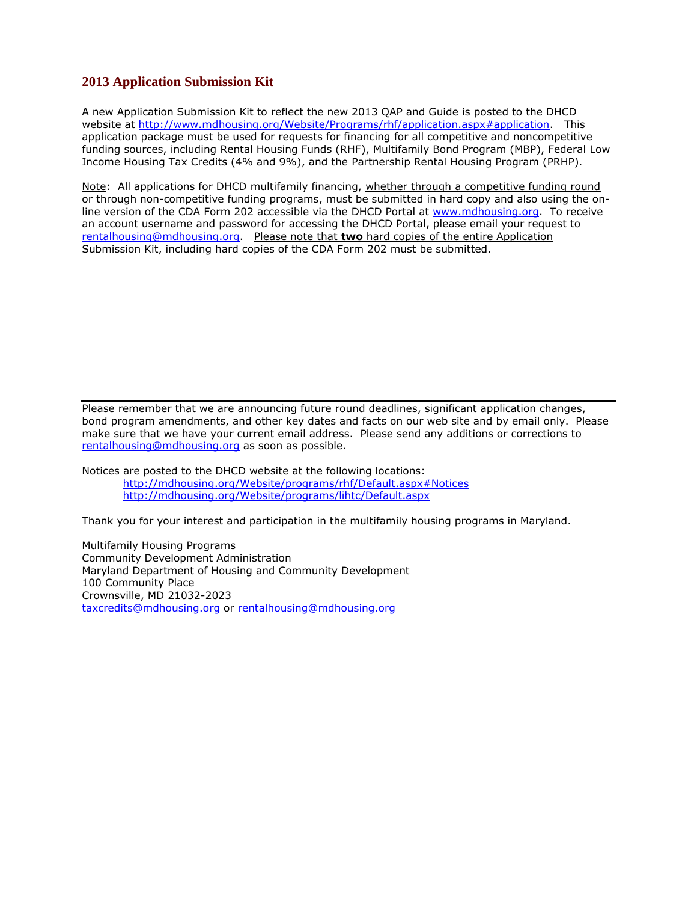## 2013 Application Submission Kit

A new Application Submission Kit to reflect the new 2013 QAP and Guide is posted to the DHCD website at http://www.mdhousing.org/Website/Programs/rhf/application.aspx#application. This application package must be used for requests for financing for all competitive and noncompetitive funding sources, including Rental Housing Funds (RHF), Multifamily Bond Program (MBP), Federal Low Income Housing Tax Credits (4% and 9%), and the Partnership Rental Housing Program (PRHP).

Note: All applications for DHCD multifamily financing, whether through a competitive funding round or through non-competitive funding programs, must be submitted in hard copy and also using the on-line version of the CDA Form 202 accessible via the DHCD Portal at www.mdhousing.org. To receive an account username and password for accessing the DHCD Portal, please email your request to rentalhousing@mdhousing.org. Please note that **two** hard copies of the entire Application Submission Kit, including hard copies of the CDA Form 202 must be submitted.

---

Please remember that we are announcing future round deadlines, significant application changes, bond program amendments, and other key dates and facts on our web site and by email only. Please make sure that we have your current email address. Please send any additions or corrections to rentalhousing@mdhousing.org as soon as possible.

Notices are posted to the DHCD website at the following locations:

http://mdhousing.org/Website/programs/rhf/Default.aspx#Notices
http://mdhousing.org/Website/programs/lihtc/Default.aspx

Thank you for your interest and participation in the multifamily housing programs in Maryland.

Multifamily Housing Programs
Community Development Administration
Maryland Department of Housing and Community Development
100 Community Place
Crownsville, MD 21032-2023
taxcredits@mdhousing.org or rentalhousing@mdhousing.org